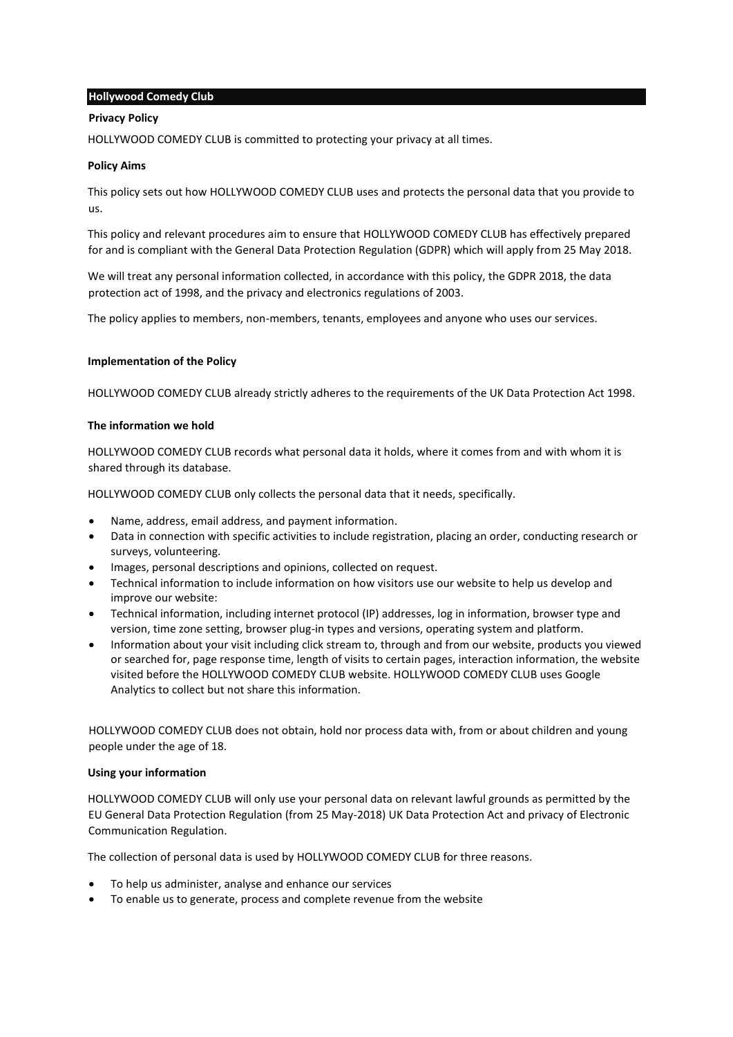# Hollywood Comedy Club

## Privacy Policy

HOLLYWOOD COMEDY CLUB is committed to protecting your privacy at all times.

### Policy Aims

This policy sets out how HOLLYWOOD COMEDY CLUB uses and protects the personal data that you provide to us.

This policy and relevant procedures aim to ensure that HOLLYWOOD COMEDY CLUB has effectively prepared for and is compliant with the General Data Protection Regulation (GDPR) which will apply from 25 May 2018.

We will treat any personal information collected, in accordance with this policy, the GDPR 2018, the data protection act of 1998, and the privacy and electronics regulations of 2003.

The policy applies to members, non-members, tenants, employees and anyone who uses our services.

### Implementation of the Policy

HOLLYWOOD COMEDY CLUB already strictly adheres to the requirements of the UK Data Protection Act 1998.

### The information we hold

HOLLYWOOD COMEDY CLUB records what personal data it holds, where it comes from and with whom it is shared through its database.

HOLLYWOOD COMEDY CLUB only collects the personal data that it needs, specifically.

- Name, address, email address, and payment information.
- Data in connection with specific activities to include registration, placing an order, conducting research or surveys, volunteering.
- Images, personal descriptions and opinions, collected on request.
- Technical information to include information on how visitors use our website to help us develop and improve our website:
- Technical information, including internet protocol (IP) addresses, log in information, browser type and version, time zone setting, browser plug-in types and versions, operating system and platform.
- Information about your visit including click stream to, through and from our website, products you viewed or searched for, page response time, length of visits to certain pages, interaction information, the website visited before the HOLLYWOOD COMEDY CLUB website. HOLLYWOOD COMEDY CLUB uses Google Analytics to collect but not share this information.

HOLLYWOOD COMEDY CLUB does not obtain, hold nor process data with, from or about children and young people under the age of 18.

### Using your information

HOLLYWOOD COMEDY CLUB will only use your personal data on relevant lawful grounds as permitted by the EU General Data Protection Regulation (from 25 May-2018) UK Data Protection Act and privacy of Electronic Communication Regulation.

The collection of personal data is used by HOLLYWOOD COMEDY CLUB for three reasons.

- To help us administer, analyse and enhance our services
- To enable us to generate, process and complete revenue from the website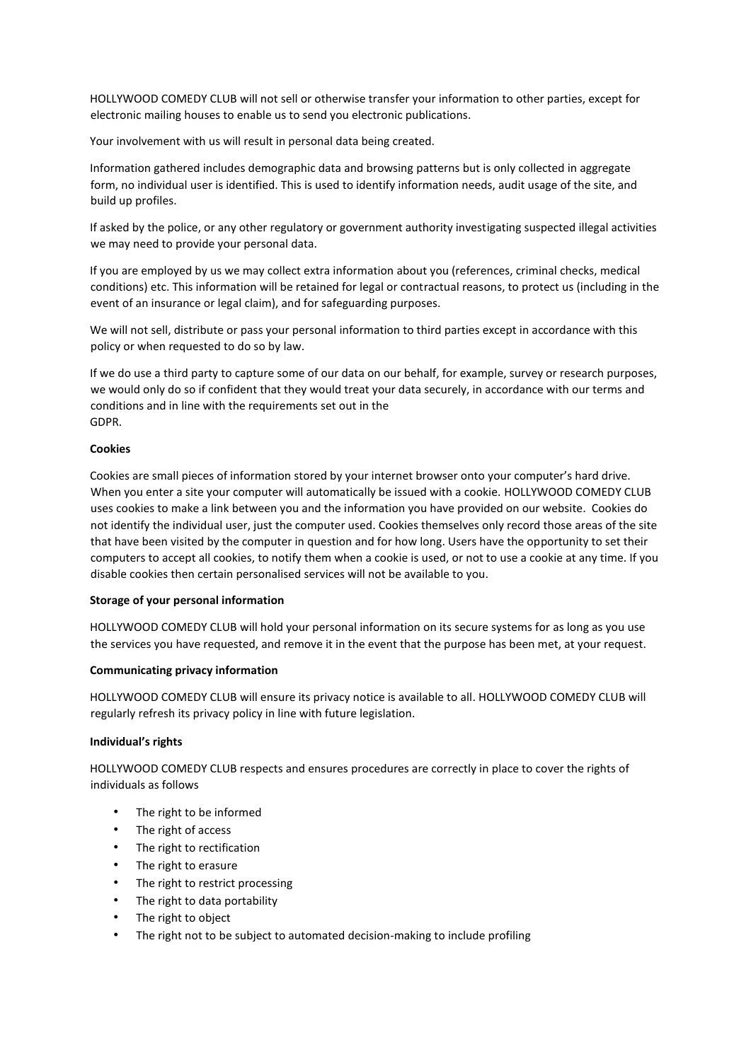HOLLYWOOD COMEDY CLUB will not sell or otherwise transfer your information to other parties, except for electronic mailing houses to enable us to send you electronic publications.

Your involvement with us will result in personal data being created.

Information gathered includes demographic data and browsing patterns but is only collected in aggregate form, no individual user is identified. This is used to identify information needs, audit usage of the site, and build up profiles.

If asked by the police, or any other regulatory or government authority investigating suspected illegal activities we may need to provide your personal data.

If you are employed by us we may collect extra information about you (references, criminal checks, medical conditions) etc. This information will be retained for legal or contractual reasons, to protect us (including in the event of an insurance or legal claim), and for safeguarding purposes.

We will not sell, distribute or pass your personal information to third parties except in accordance with this policy or when requested to do so by law.

If we do use a third party to capture some of our data on our behalf, for example, survey or research purposes, we would only do so if confident that they would treat your data securely, in accordance with our terms and conditions and in line with the requirements set out in the GDPR.

**Cookies**

Cookies are small pieces of information stored by your internet browser onto your computer's hard drive. When you enter a site your computer will automatically be issued with a cookie. HOLLYWOOD COMEDY CLUB uses cookies to make a link between you and the information you have provided on our website. Cookies do not identify the individual user, just the computer used. Cookies themselves only record those areas of the site that have been visited by the computer in question and for how long. Users have the opportunity to set their computers to accept all cookies, to notify them when a cookie is used, or not to use a cookie at any time. If you disable cookies then certain personalised services will not be available to you.

**Storage of your personal information**

HOLLYWOOD COMEDY CLUB will hold your personal information on its secure systems for as long as you use the services you have requested, and remove it in the event that the purpose has been met, at your request.

**Communicating privacy information**

HOLLYWOOD COMEDY CLUB will ensure its privacy notice is available to all. HOLLYWOOD COMEDY CLUB will regularly refresh its privacy policy in line with future legislation.

**Individual's rights**

HOLLYWOOD COMEDY CLUB respects and ensures procedures are correctly in place to cover the rights of individuals as follows

- The right to be informed
- The right of access
- The right to rectification
- The right to erasure
- The right to restrict processing
- The right to data portability
- The right to object
- The right not to be subject to automated decision-making to include profiling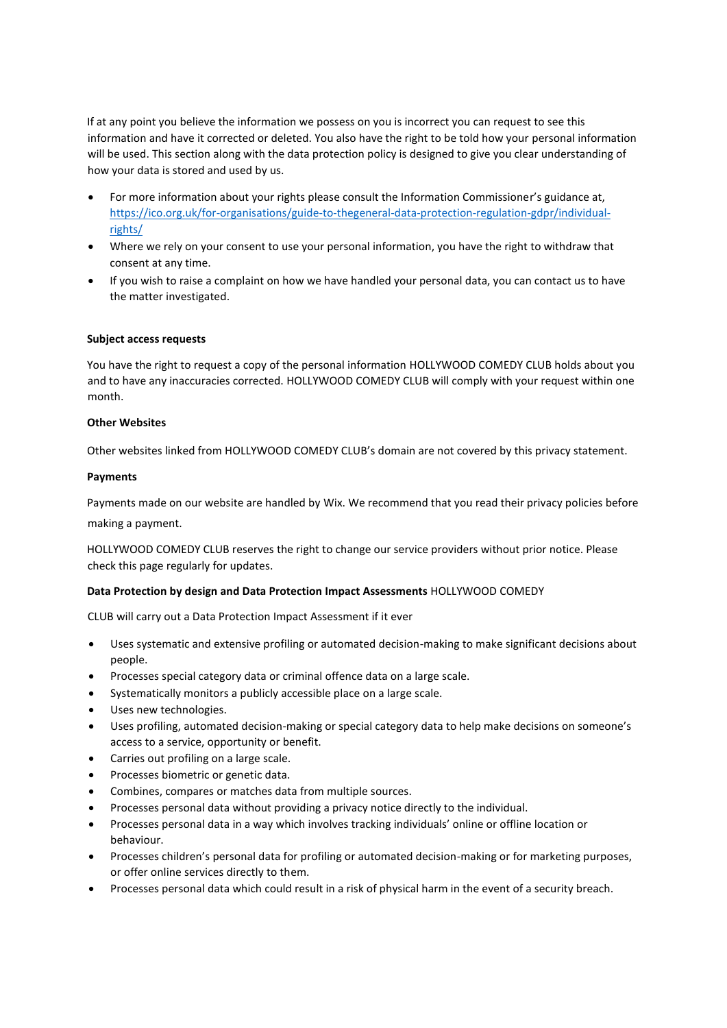If at any point you believe the information we possess on you is incorrect you can request to see this information and have it corrected or deleted. You also have the right to be told how your personal information will be used. This section along with the data protection policy is designed to give you clear understanding of how your data is stored and used by us.

- For more information about your rights please consult the Information Commissioner's guidance at, [https://ico.org.uk/for-organisations/guide-to-thegeneral-data-protection-regulation-gdpr/individual-rights/](https://ico.org.uk/for-organisations/guide-to-thegeneral-data-protection-regulation-gdpr/individual-rights/)
- Where we rely on your consent to use your personal information, you have the right to withdraw that consent at any time.
- If you wish to raise a complaint on how we have handled your personal data, you can contact us to have the matter investigated.

**Subject access requests**

You have the right to request a copy of the personal information HOLLYWOOD COMEDY CLUB holds about you and to have any inaccuracies corrected. HOLLYWOOD COMEDY CLUB will comply with your request within one month.

**Other Websites**

Other websites linked from HOLLYWOOD COMEDY CLUB's domain are not covered by this privacy statement.

**Payments**

Payments made on our website are handled by Wix. We recommend that you read their privacy policies before making a payment.

HOLLYWOOD COMEDY CLUB reserves the right to change our service providers without prior notice. Please check this page regularly for updates.

**Data Protection by design and Data Protection Impact Assessments** HOLLYWOOD COMEDY CLUB will carry out a Data Protection Impact Assessment if it ever

- Uses systematic and extensive profiling or automated decision-making to make significant decisions about people.
- Processes special category data or criminal offence data on a large scale.
- Systematically monitors a publicly accessible place on a large scale.
- Uses new technologies.
- Uses profiling, automated decision-making or special category data to help make decisions on someone's access to a service, opportunity or benefit.
- Carries out profiling on a large scale.
- Processes biometric or genetic data.
- Combines, compares or matches data from multiple sources.
- Processes personal data without providing a privacy notice directly to the individual.
- Processes personal data in a way which involves tracking individuals' online or offline location or behaviour.
- Processes children's personal data for profiling or automated decision-making or for marketing purposes, or offer online services directly to them.
- Processes personal data which could result in a risk of physical harm in the event of a security breach.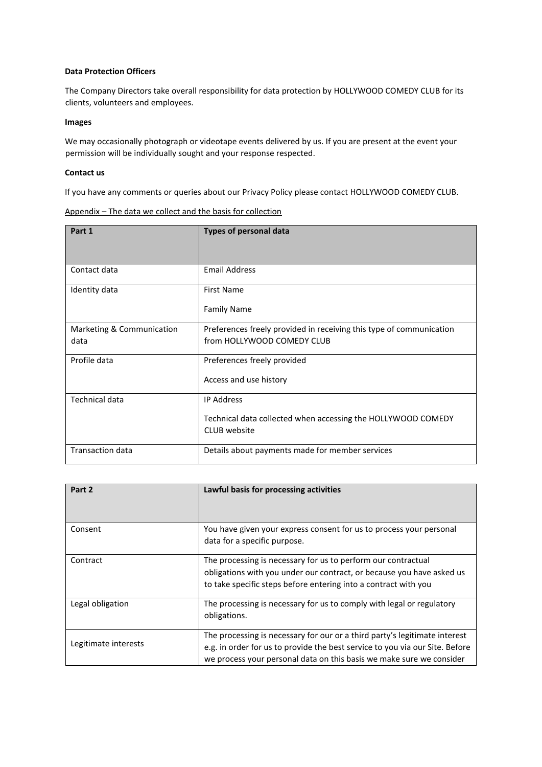**Data Protection Officers**

The Company Directors take overall responsibility for data protection by HOLLYWOOD COMEDY CLUB for its clients, volunteers and employees.

**Images**

We may occasionally photograph or videotape events delivered by us. If you are present at the event your permission will be individually sought and your response respected.

**Contact us**

If you have any comments or queries about our Privacy Policy please contact HOLLYWOOD COMEDY CLUB.

Appendix – The data we collect and the basis for collection

| Part 1 | Types of personal data |
|---|---|
| Contact data | Email Address |
| Identity data | First Name<br>Family Name |
| Marketing & Communication data | Preferences freely provided in receiving this type of communication from HOLLYWOOD COMEDY CLUB |
| Profile data | Preferences freely provided<br>Access and use history |
| Technical data | IP Address<br>Technical data collected when accessing the HOLLYWOOD COMEDY CLUB website |
| Transaction data | Details about payments made for member services |

| Part 2 | Lawful basis for processing activities |
|---|---|
| Consent | You have given your express consent for us to process your personal data for a specific purpose. |
| Contract | The processing is necessary for us to perform our contractual obligations with you under our contract, or because you have asked us to take specific steps before entering into a contract with you |
| Legal obligation | The processing is necessary for us to comply with legal or regulatory obligations. |
| Legitimate interests | The processing is necessary for our or a third party's legitimate interest e.g. in order for us to provide the best service to you via our Site. Before we process your personal data on this basis we make sure we consider |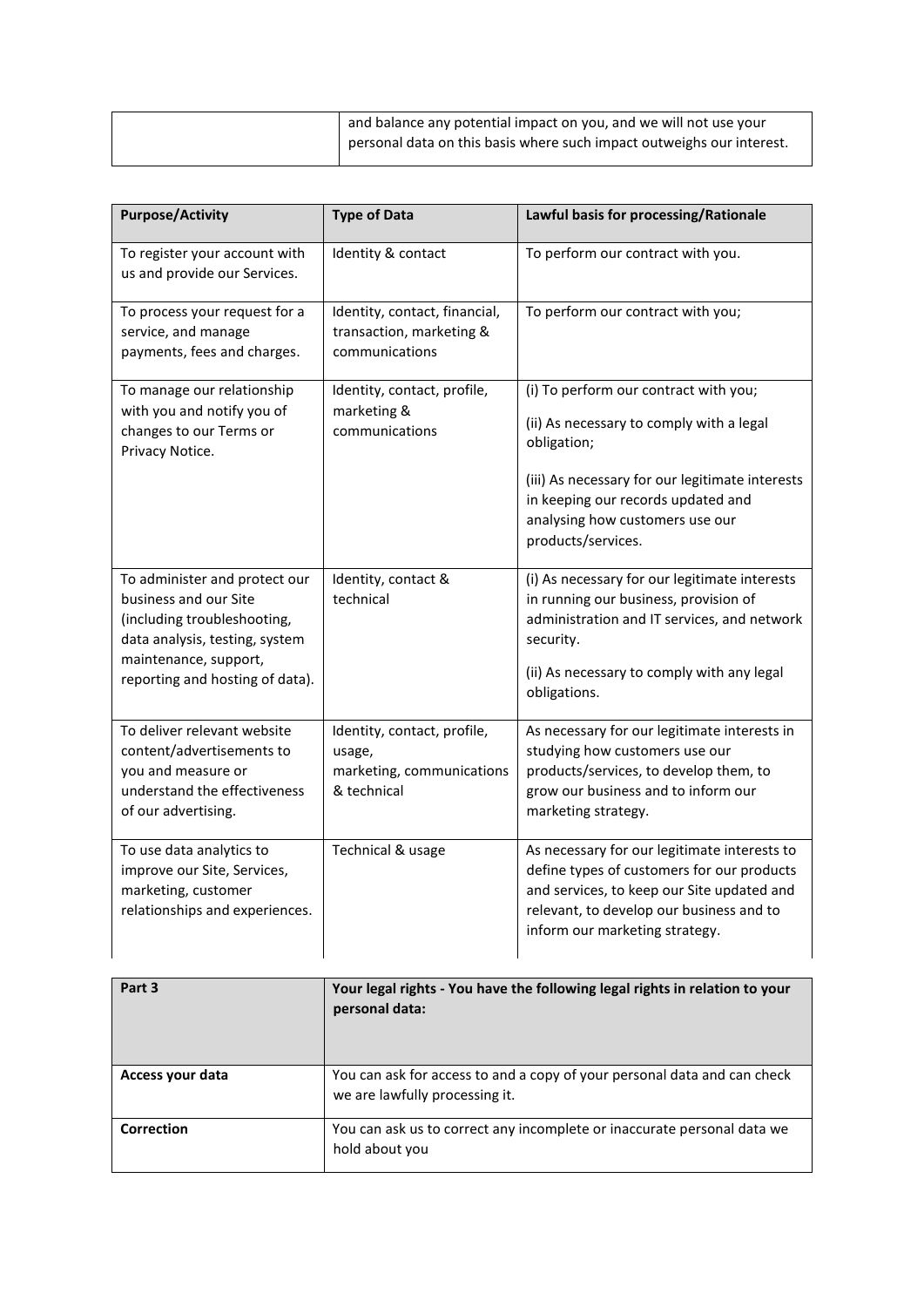| | and balance any potential impact on you, and we will not use your personal data on this basis where such impact outweighs our interest. |
|---|---|

| Purpose/Activity | Type of Data | Lawful basis for processing/Rationale |
|---|---|---|
| To register your account with us and provide our Services. | Identity & contact | To perform our contract with you. |
| To process your request for a service, and manage payments, fees and charges. | Identity, contact, financial, transaction, marketing & communications | To perform our contract with you; |
| To manage our relationship with you and notify you of changes to our Terms or Privacy Notice. | Identity, contact, profile, marketing & communications | (i) To perform our contract with you;<br>(ii) As necessary to comply with a legal obligation;<br>(iii) As necessary for our legitimate interests in keeping our records updated and analysing how customers use our products/services. |
| To administer and protect our business and our Site (including troubleshooting, data analysis, testing, system maintenance, support, reporting and hosting of data). | Identity, contact & technical | (i) As necessary for our legitimate interests in running our business, provision of administration and IT services, and network security.<br>(ii) As necessary to comply with any legal obligations. |
| To deliver relevant website content/advertisements to you and measure or understand the effectiveness of our advertising. | Identity, contact, profile, usage, marketing, communications & technical | As necessary for our legitimate interests in studying how customers use our products/services, to develop them, to grow our business and to inform our marketing strategy. |
| To use data analytics to improve our Site, Services, marketing, customer relationships and experiences. | Technical & usage | As necessary for our legitimate interests to define types of customers for our products and services, to keep our Site updated and relevant, to develop our business and to inform our marketing strategy. |

| Part 3 | Your legal rights - You have the following legal rights in relation to your personal data: |
|---|---|
| **Access your data** | You can ask for access to and a copy of your personal data and can check we are lawfully processing it. |
| **Correction** | You can ask us to correct any incomplete or inaccurate personal data we hold about you |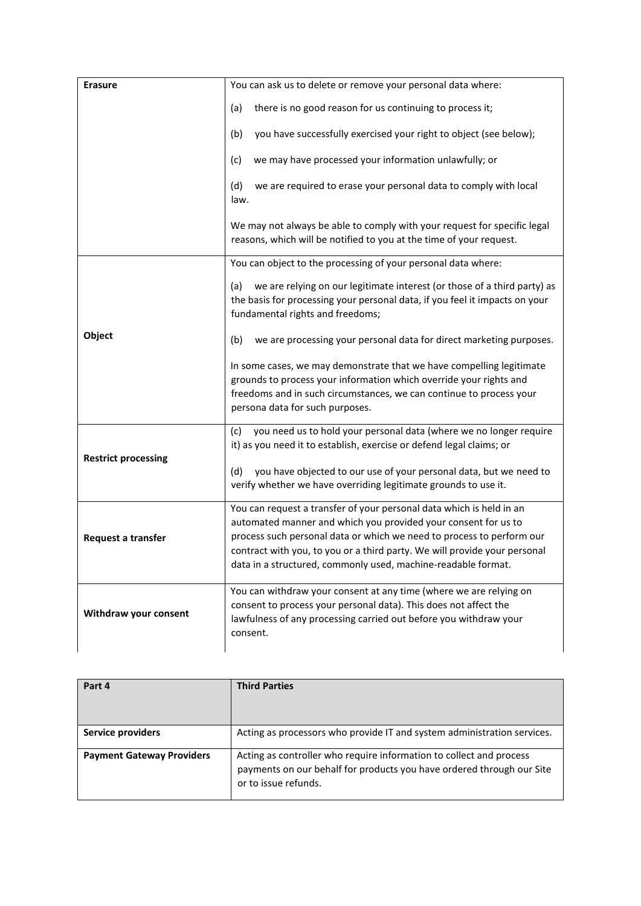| | |
|---|---|
| **Erasure** | You can ask us to delete or remove your personal data where:<br><br>(a) there is no good reason for us continuing to process it;<br><br>(b) you have successfully exercised your right to object (see below);<br><br>(c) we may have processed your information unlawfully; or<br><br>(d) we are required to erase your personal data to comply with local law.<br><br>We may not always be able to comply with your request for specific legal reasons, which will be notified to you at the time of your request. |
| **Object** | You can object to the processing of your personal data where:<br><br>(a) we are relying on our legitimate interest (or those of a third party) as the basis for processing your personal data, if you feel it impacts on your fundamental rights and freedoms;<br><br>(b) we are processing your personal data for direct marketing purposes.<br><br>In some cases, we may demonstrate that we have compelling legitimate grounds to process your information which override your rights and freedoms and in such circumstances, we can continue to process your persona data for such purposes. |
| **Restrict processing** | (c) you need us to hold your personal data (where we no longer require it) as you need it to establish, exercise or defend legal claims; or<br><br>(d) you have objected to our use of your personal data, but we need to verify whether we have overriding legitimate grounds to use it. |
| **Request a transfer** | You can request a transfer of your personal data which is held in an automated manner and which you provided your consent for us to process such personal data or which we need to process to perform our contract with you, to you or a third party. We will provide your personal data in a structured, commonly used, machine-readable format. |
| **Withdraw your consent** | You can withdraw your consent at any time (where we are relying on consent to process your personal data). This does not affect the lawfulness of any processing carried out before you withdraw your consent. |

| **Part 4** | **Third Parties** |
|---|---|
| **Service providers** | Acting as processors who provide IT and system administration services. |
| **Payment Gateway Providers** | Acting as controller who require information to collect and process payments on our behalf for products you have ordered through our Site or to issue refunds. |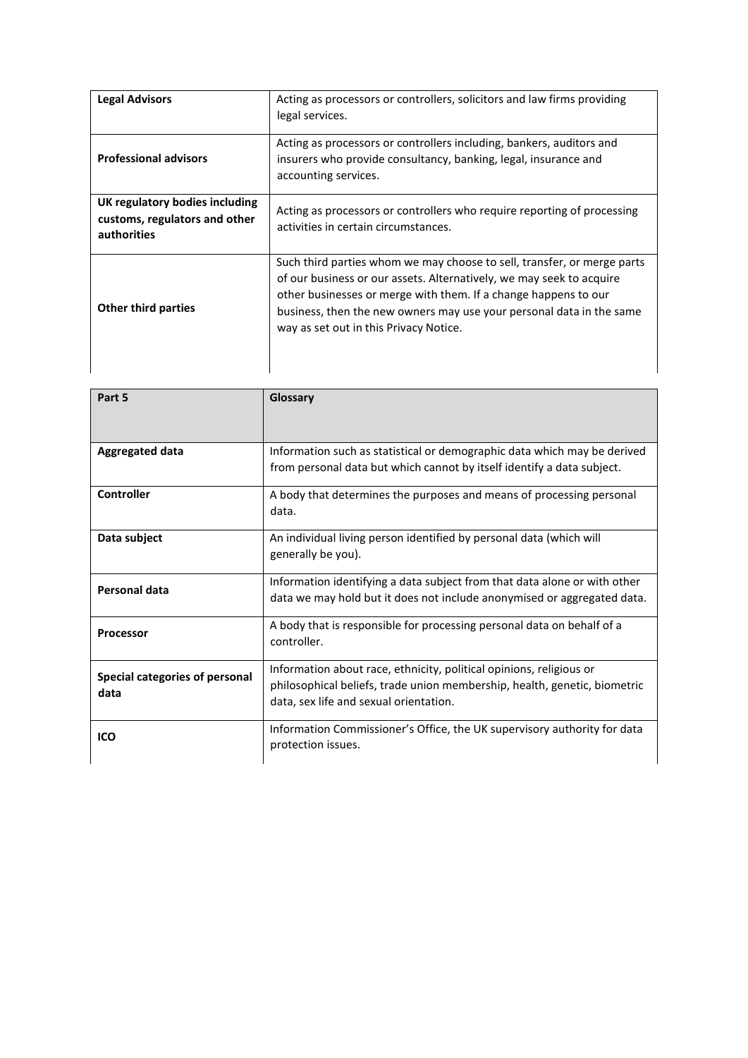| | |
|---|---|
| **Legal Advisors** | Acting as processors or controllers, solicitors and law firms providing legal services. |
| **Professional advisors** | Acting as processors or controllers including, bankers, auditors and insurers who provide consultancy, banking, legal, insurance and accounting services. |
| **UK regulatory bodies including customs, regulators and other authorities** | Acting as processors or controllers who require reporting of processing activities in certain circumstances. |
| **Other third parties** | Such third parties whom we may choose to sell, transfer, or merge parts of our business or our assets. Alternatively, we may seek to acquire other businesses or merge with them. If a change happens to our business, then the new owners may use your personal data in the same way as set out in this Privacy Notice. |

| **Part 5** | **Glossary** |
|---|---|
| **Aggregated data** | Information such as statistical or demographic data which may be derived from personal data but which cannot by itself identify a data subject. |
| **Controller** | A body that determines the purposes and means of processing personal data. |
| **Data subject** | An individual living person identified by personal data (which will generally be you). |
| **Personal data** | Information identifying a data subject from that data alone or with other data we may hold but it does not include anonymised or aggregated data. |
| **Processor** | A body that is responsible for processing personal data on behalf of a controller. |
| **Special categories of personal data** | Information about race, ethnicity, political opinions, religious or philosophical beliefs, trade union membership, health, genetic, biometric data, sex life and sexual orientation. |
| **ICO** | Information Commissioner's Office, the UK supervisory authority for data protection issues. |